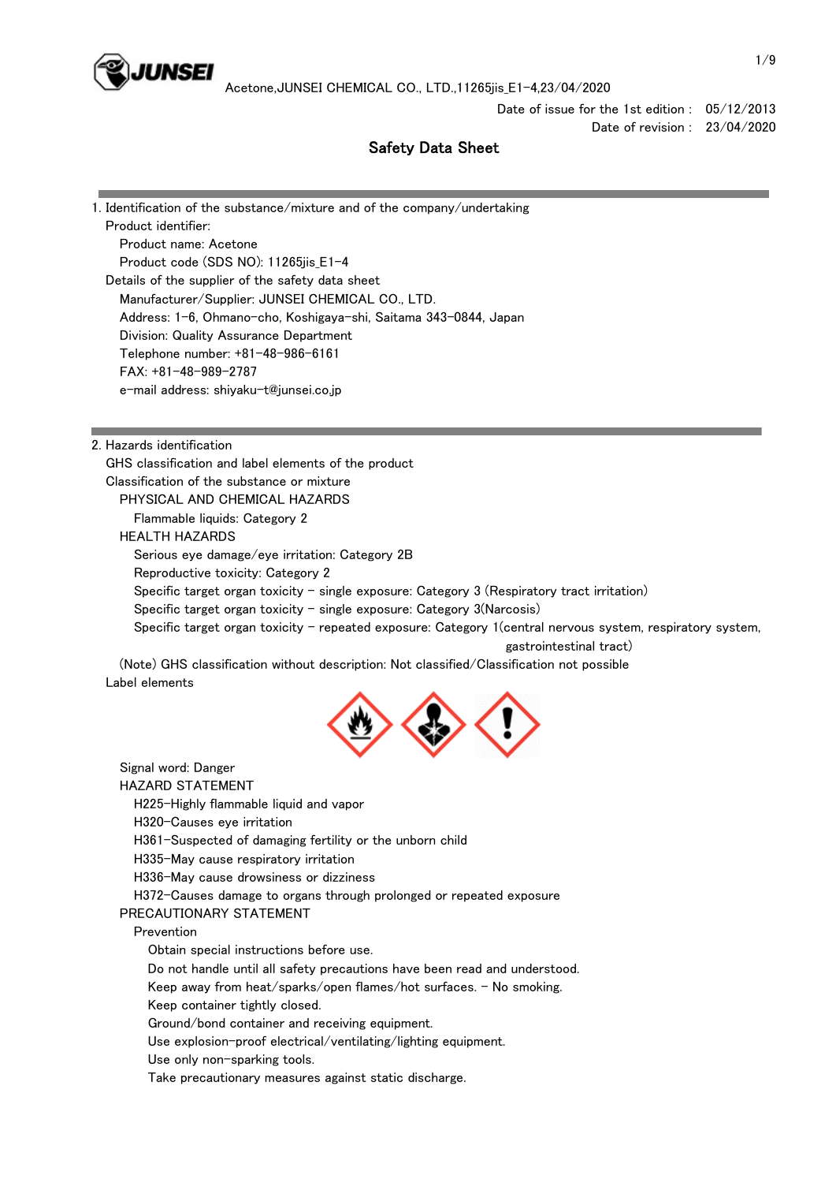Date of issue for the 1st edition : 05/12/2013
Date of revision : 23/04/2020

# Safety Data Sheet

## 1. Identification of the substance/mixture and of the company/undertaking

Product identifier:

Product name: Acetone

Product code (SDS NO): 11265jis_E1-4

Details of the supplier of the safety data sheet

Manufacturer/Supplier: JUNSEI CHEMICAL CO., LTD.

Address: 1-6, Ohmano-cho, Koshigaya-shi, Saitama 343-0844, Japan

Division: Quality Assurance Department

Telephone number: +81-48-986-6161

FAX: +81-48-989-2787

e-mail address: shiyaku-t@junsei.co.jp

## 2. Hazards identification

GHS classification and label elements of the product

Classification of the substance or mixture

PHYSICAL AND CHEMICAL HAZARDS

Flammable liquids: Category 2

HEALTH HAZARDS

Serious eye damage/eye irritation: Category 2B

Reproductive toxicity: Category 2

Specific target organ toxicity - single exposure: Category 3 (Respiratory tract irritation)

Specific target organ toxicity - single exposure: Category 3(Narcosis)

Specific target organ toxicity - repeated exposure: Category 1(central nervous system, respiratory system, gastrointestinal tract)

(Note) GHS classification without description: Not classified/Classification not possible

Label elements

Signal word: Danger

HAZARD STATEMENT

H225-Highly flammable liquid and vapor

H320-Causes eye irritation

H361-Suspected of damaging fertility or the unborn child

H335-May cause respiratory irritation

H336-May cause drowsiness or dizziness

H372-Causes damage to organs through prolonged or repeated exposure

PRECAUTIONARY STATEMENT

Prevention

Obtain special instructions before use.

Do not handle until all safety precautions have been read and understood.

Keep away from heat/sparks/open flames/hot surfaces. - No smoking.

Keep container tightly closed.

Ground/bond container and receiving equipment.

Use explosion-proof electrical/ventilating/lighting equipment.

Use only non-sparking tools.

Take precautionary measures against static discharge.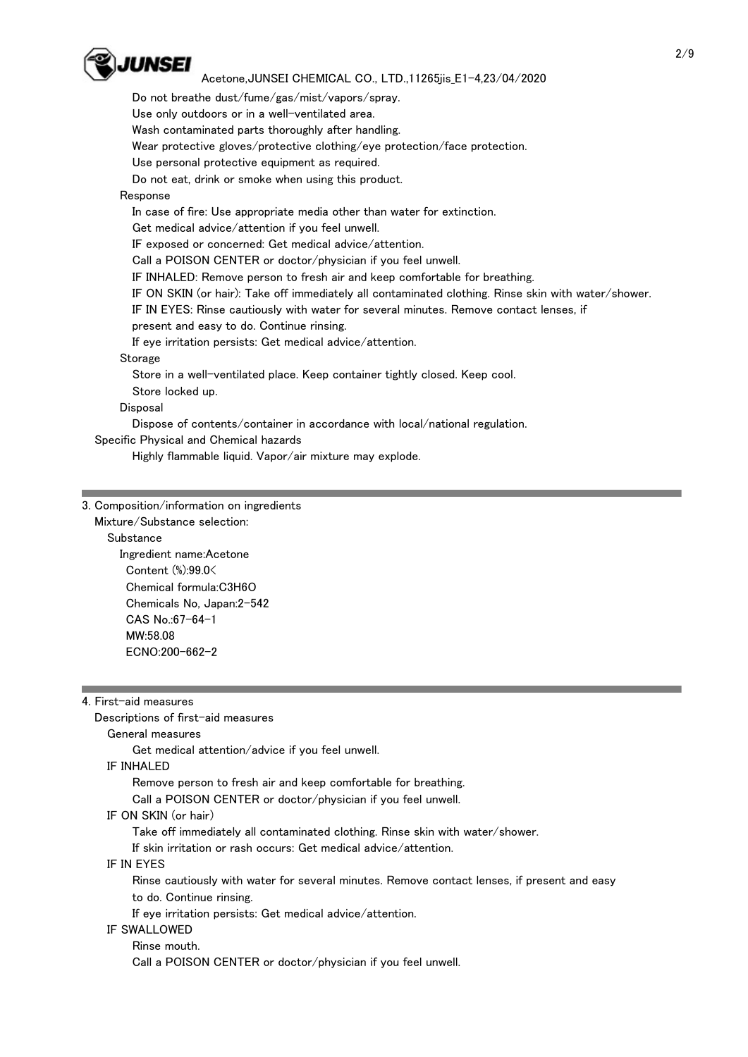Do not breathe dust/fume/gas/mist/vapors/spray.
Use only outdoors or in a well-ventilated area.
Wash contaminated parts thoroughly after handling.
Wear protective gloves/protective clothing/eye protection/face protection.
Use personal protective equipment as required.
Do not eat, drink or smoke when using this product.

Response

In case of fire: Use appropriate media other than water for extinction.
Get medical advice/attention if you feel unwell.
IF exposed or concerned: Get medical advice/attention.
Call a POISON CENTER or doctor/physician if you feel unwell.
IF INHALED: Remove person to fresh air and keep comfortable for breathing.
IF ON SKIN (or hair): Take off immediately all contaminated clothing. Rinse skin with water/shower.
IF IN EYES: Rinse cautiously with water for several minutes. Remove contact lenses, if present and easy to do. Continue rinsing.
If eye irritation persists: Get medical advice/attention.

Storage

Store in a well-ventilated place. Keep container tightly closed. Keep cool.
Store locked up.

Disposal

Dispose of contents/container in accordance with local/national regulation.

Specific Physical and Chemical hazards

Highly flammable liquid. Vapor/air mixture may explode.

## 3. Composition/information on ingredients

Mixture/Substance selection:

Substance

Ingredient name:Acetone
Content (%):99.0<
Chemical formula:$C_3H_6O$
Chemicals No, Japan:2-542
CAS No.:67-64-1
MW:58.08
ECNO:200-662-2

## 4. First-aid measures

Descriptions of first-aid measures

General measures

Get medical attention/advice if you feel unwell.

IF INHALED

Remove person to fresh air and keep comfortable for breathing.
Call a POISON CENTER or doctor/physician if you feel unwell.

IF ON SKIN (or hair)

Take off immediately all contaminated clothing. Rinse skin with water/shower.
If skin irritation or rash occurs: Get medical advice/attention.

IF IN EYES

Rinse cautiously with water for several minutes. Remove contact lenses, if present and easy to do. Continue rinsing.
If eye irritation persists: Get medical advice/attention.

IF SWALLOWED

Rinse mouth.
Call a POISON CENTER or doctor/physician if you feel unwell.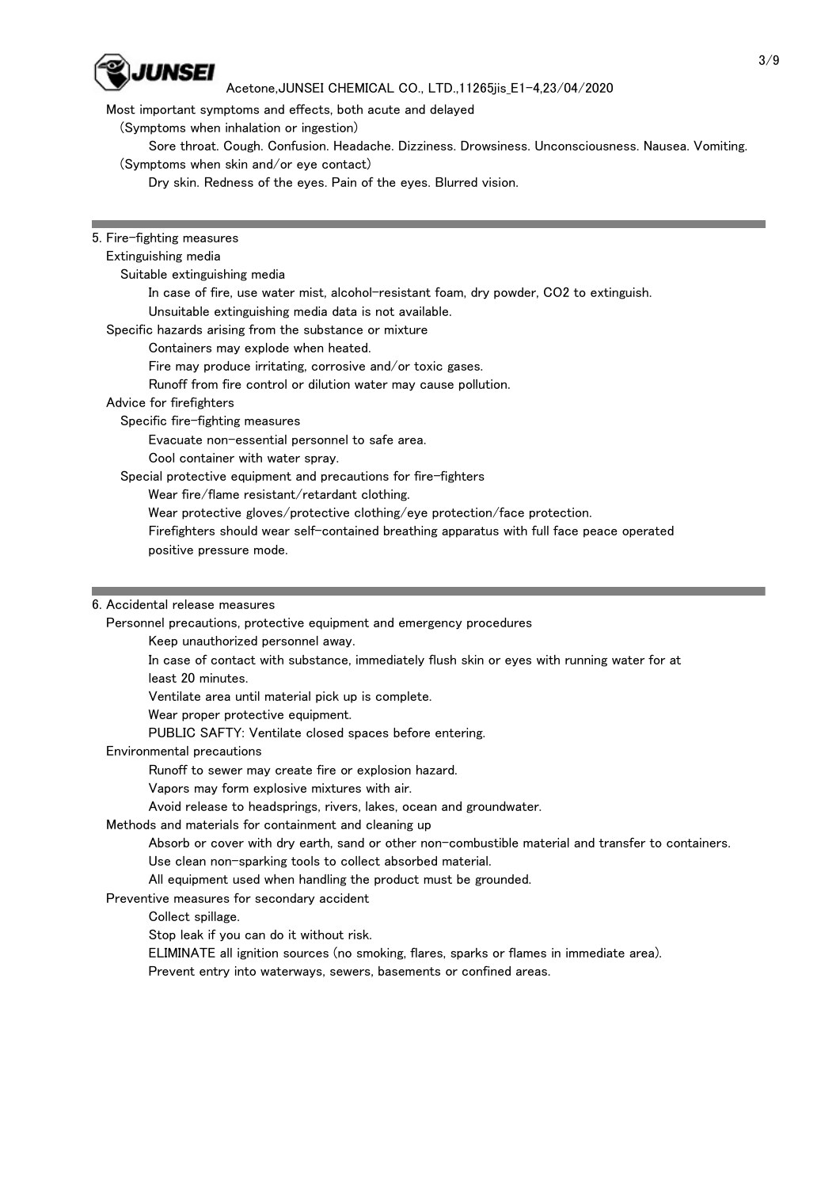Most important symptoms and effects, both acute and delayed

(Symptoms when inhalation or ingestion)

Sore throat. Cough. Confusion. Headache. Dizziness. Drowsiness. Unconsciousness. Nausea. Vomiting.

(Symptoms when skin and/or eye contact)

Dry skin. Redness of the eyes. Pain of the eyes. Blurred vision.

## 5. Fire-fighting measures

Extinguishing media

Suitable extinguishing media

In case of fire, use water mist, alcohol-resistant foam, dry powder, $CO_2$ to extinguish.

Unsuitable extinguishing media data is not available.

Specific hazards arising from the substance or mixture

Containers may explode when heated.

Fire may produce irritating, corrosive and/or toxic gases.

Runoff from fire control or dilution water may cause pollution.

Advice for firefighters

Specific fire-fighting measures

Evacuate non-essential personnel to safe area.

Cool container with water spray.

Special protective equipment and precautions for fire-fighters

Wear fire/flame resistant/retardant clothing.

Wear protective gloves/protective clothing/eye protection/face protection.

Firefighters should wear self-contained breathing apparatus with full face peace operated positive pressure mode.

## 6. Accidental release measures

Personnel precautions, protective equipment and emergency procedures

Keep unauthorized personnel away.

In case of contact with substance, immediately flush skin or eyes with running water for at least 20 minutes.

Ventilate area until material pick up is complete.

Wear proper protective equipment.

PUBLIC SAFTY: Ventilate closed spaces before entering.

Environmental precautions

Runoff to sewer may create fire or explosion hazard.

Vapors may form explosive mixtures with air.

Avoid release to headsprings, rivers, lakes, ocean and groundwater.

Methods and materials for containment and cleaning up

Absorb or cover with dry earth, sand or other non-combustible material and transfer to containers.

Use clean non-sparking tools to collect absorbed material.

All equipment used when handling the product must be grounded.

Preventive measures for secondary accident

Collect spillage.

Stop leak if you can do it without risk.

ELIMINATE all ignition sources (no smoking, flares, sparks or flames in immediate area).

Prevent entry into waterways, sewers, basements or confined areas.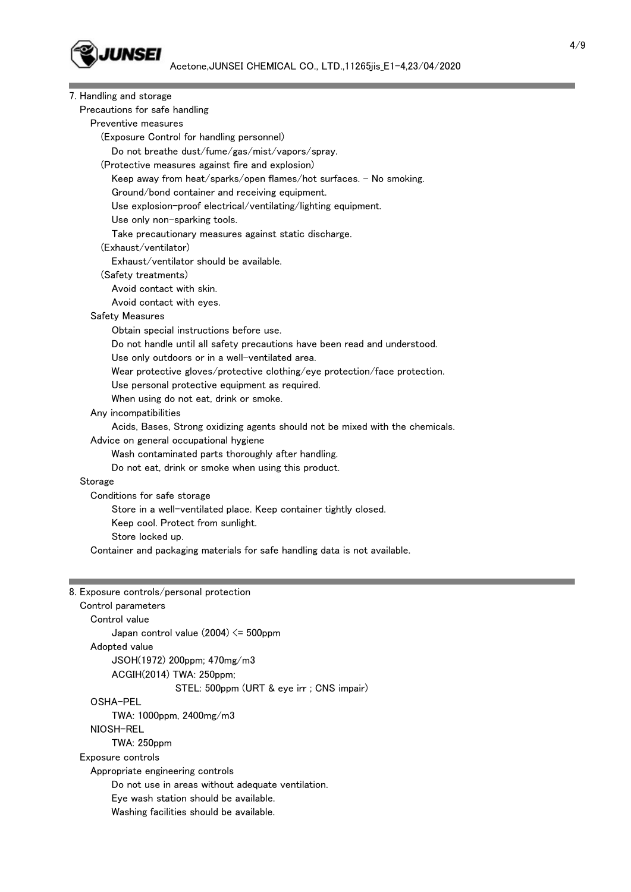## 7. Handling and storage

### Precautions for safe handling

#### Preventive measures

(Exposure Control for handling personnel)

Do not breathe dust/fume/gas/mist/vapors/spray.

(Protective measures against fire and explosion)

Keep away from heat/sparks/open flames/hot surfaces. - No smoking.
Ground/bond container and receiving equipment.
Use explosion-proof electrical/ventilating/lighting equipment.
Use only non-sparking tools.
Take precautionary measures against static discharge.

(Exhaust/ventilator)

Exhaust/ventilator should be available.

(Safety treatments)

Avoid contact with skin.
Avoid contact with eyes.

#### Safety Measures

Obtain special instructions before use.
Do not handle until all safety precautions have been read and understood.
Use only outdoors or in a well-ventilated area.
Wear protective gloves/protective clothing/eye protection/face protection.
Use personal protective equipment as required.
When using do not eat, drink or smoke.

#### Any incompatibilities

Acids, Bases, Strong oxidizing agents should not be mixed with the chemicals.

#### Advice on general occupational hygiene

Wash contaminated parts thoroughly after handling.
Do not eat, drink or smoke when using this product.

### Storage

#### Conditions for safe storage

Store in a well-ventilated place. Keep container tightly closed.
Keep cool. Protect from sunlight.
Store locked up.

Container and packaging materials for safe handling data is not available.

## 8. Exposure controls/personal protection

### Control parameters

#### Control value

Japan control value (2004) <= 500ppm

#### Adopted value

JSOH(1972) 200ppm; 470mg/m3
ACGIH(2014) TWA: 250ppm;
STEL: 500ppm (URT & eye irr ; CNS impair)

#### OSHA-PEL

TWA: 1000ppm, 2400mg/m3

#### NIOSH-REL

TWA: 250ppm

### Exposure controls

#### Appropriate engineering controls

Do not use in areas without adequate ventilation.
Eye wash station should be available.
Washing facilities should be available.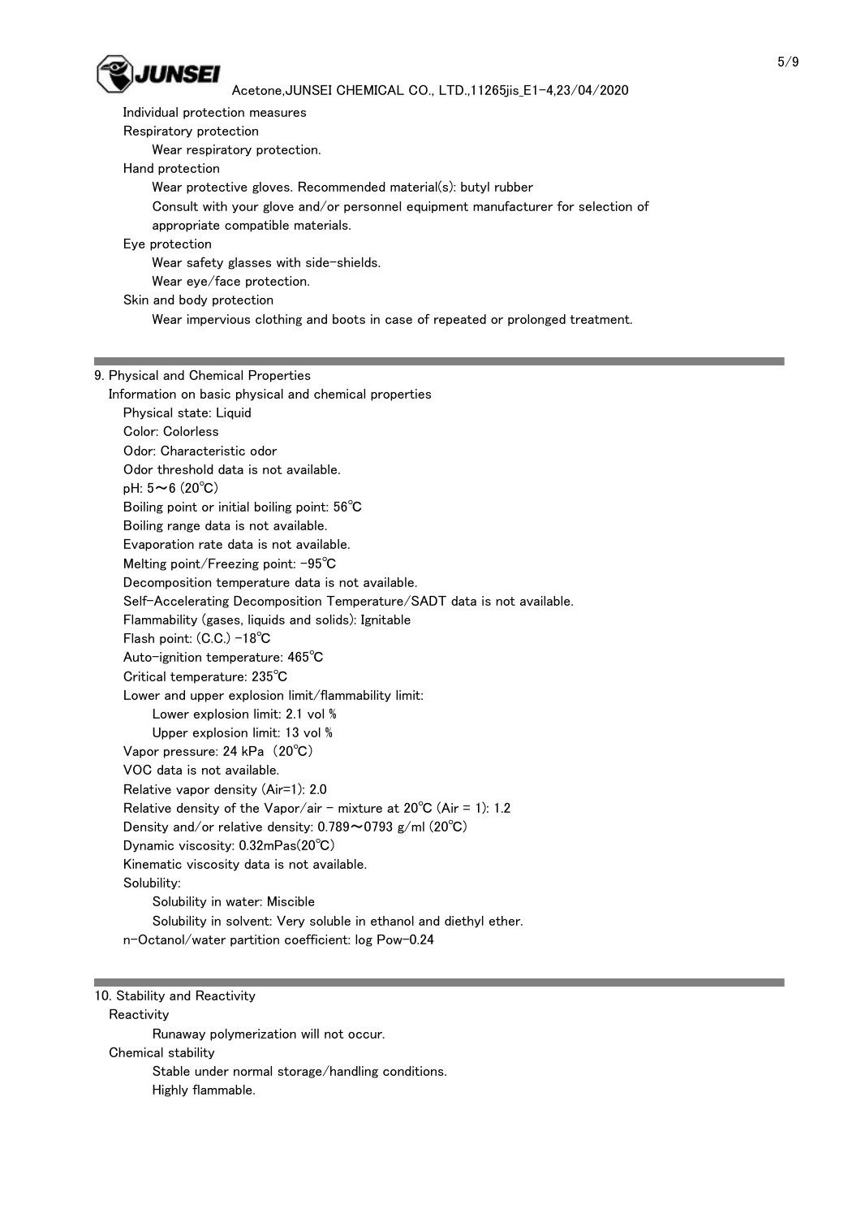Individual protection measures

Respiratory protection

Wear respiratory protection.

Hand protection

Wear protective gloves. Recommended material(s): butyl rubber

Consult with your glove and/or personnel equipment manufacturer for selection of appropriate compatible materials.

Eye protection

Wear safety glasses with side-shields.

Wear eye/face protection.

Skin and body protection

Wear impervious clothing and boots in case of repeated or prolonged treatment.

---

## 9. Physical and Chemical Properties

Information on basic physical and chemical properties

Physical state: Liquid

Color: Colorless

Odor: Characteristic odor

Odor threshold data is not available.

pH: 5～6 (20℃)

Boiling point or initial boiling point: 56℃

Boiling range data is not available.

Evaporation rate data is not available.

Melting point/Freezing point: -95℃

Decomposition temperature data is not available.

Self-Accelerating Decomposition Temperature/SADT data is not available.

Flammability (gases, liquids and solids): Ignitable

Flash point: (C.C.) -18℃

Auto-ignition temperature: 465℃

Critical temperature: 235℃

Lower and upper explosion limit/flammability limit:

Lower explosion limit: 2.1 vol %

Upper explosion limit: 13 vol %

Vapor pressure: 24 kPa （20℃）

VOC data is not available.

Relative vapor density (Air=1): 2.0

Relative density of the Vapor/air - mixture at 20℃ (Air = 1): 1.2

Density and/or relative density: 0.789～0793 g/ml (20℃)

Dynamic viscosity: 0.32mPas(20℃)

Kinematic viscosity data is not available.

Solubility:

Solubility in water: Miscible

Solubility in solvent: Very soluble in ethanol and diethyl ether.

n-Octanol/water partition coefficient: log Pow-0.24

---

## 10. Stability and Reactivity

Reactivity

Runaway polymerization will not occur.

Chemical stability

Stable under normal storage/handling conditions.

Highly flammable.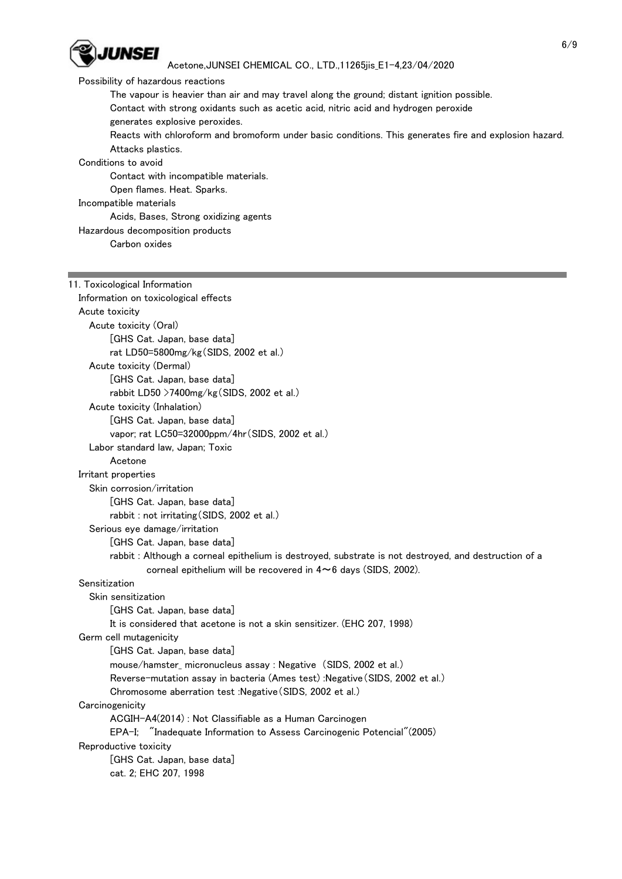Possibility of hazardous reactions

The vapour is heavier than air and may travel along the ground; distant ignition possible.
Contact with strong oxidants such as acetic acid, nitric acid and hydrogen peroxide
generates explosive peroxides.
Reacts with chloroform and bromoform under basic conditions. This generates fire and explosion hazard.
Attacks plastics.

Conditions to avoid

Contact with incompatible materials.
Open flames. Heat. Sparks.

Incompatible materials

Acids, Bases, Strong oxidizing agents

Hazardous decomposition products

Carbon oxides

---

## 11. Toxicological Information

Information on toxicological effects

Acute toxicity

Acute toxicity (Oral)

[GHS Cat. Japan, base data]
rat LD50=5800mg/kg(SIDS, 2002 et al.)

Acute toxicity (Dermal)

[GHS Cat. Japan, base data]
rabbit LD50 >7400mg/kg(SIDS, 2002 et al.)

Acute toxicity (Inhalation)

[GHS Cat. Japan, base data]
vapor; rat LC50=32000ppm/4hr(SIDS, 2002 et al.)

Labor standard law, Japan; Toxic

Acetone

Irritant properties

Skin corrosion/irritation

[GHS Cat. Japan, base data]
rabbit : not irritating(SIDS, 2002 et al.)

Serious eye damage/irritation

[GHS Cat. Japan, base data]
rabbit : Although a corneal epithelium is destroyed, substrate is not destroyed, and destruction of a corneal epithelium will be recovered in 4〜6 days (SIDS, 2002).

Sensitization

Skin sensitization

[GHS Cat. Japan, base data]
It is considered that acetone is not a skin sensitizer. (EHC 207, 1998)

Germ cell mutagenicity

[GHS Cat. Japan, base data]
mouse/hamster_ micronucleus assay : Negative (SIDS, 2002 et al.)
Reverse-mutation assay in bacteria (Ames test) :Negative(SIDS, 2002 et al.)
Chromosome aberration test :Negative(SIDS, 2002 et al.)

Carcinogenicity

ACGIH-A4(2014) : Not Classifiable as a Human Carcinogen
EPA-I; "Inadequate Information to Assess Carcinogenic Potencial"(2005)

Reproductive toxicity

[GHS Cat. Japan, base data]
cat. 2; EHC 207, 1998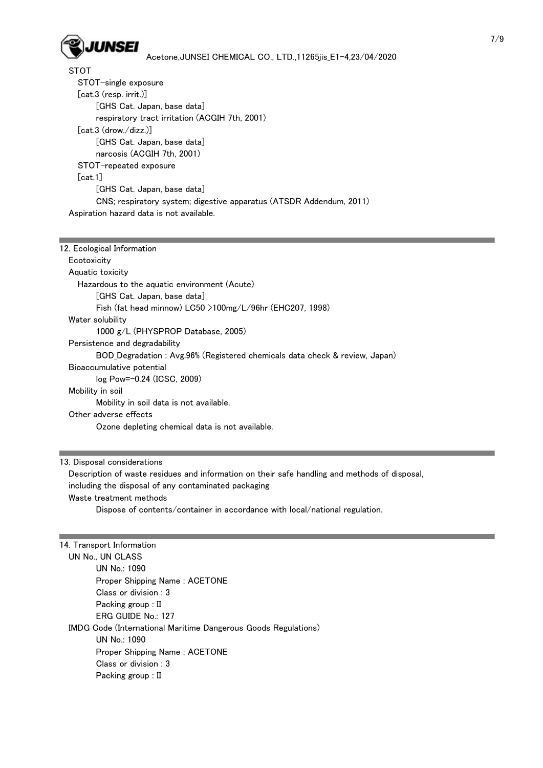STOT

STOT-single exposure

[cat.3 (resp. irrit.)]

[GHS Cat. Japan, base data]

respiratory tract irritation (ACGIH 7th, 2001)

[cat.3 (drow./dizz.)]

[GHS Cat. Japan, base data]

narcosis (ACGIH 7th, 2001)

STOT-repeated exposure

[cat.1]

[GHS Cat. Japan, base data]

CNS; respiratory system; digestive apparatus (ATSDR Addendum, 2011)

Aspiration hazard data is not available.

## 12. Ecological Information

Ecotoxicity

Aquatic toxicity

Hazardous to the aquatic environment (Acute)

[GHS Cat. Japan, base data]

Fish (fat head minnow) LC50 >100mg/L/96hr (EHC207, 1998)

Water solubility

1000 g/L (PHYSPROP Database, 2005)

Persistence and degradability

BOD_Degradation : Avg.96% (Registered chemicals data check & review, Japan)

Bioaccumulative potential

log Pow=-0.24 (ICSC, 2009)

Mobility in soil

Mobility in soil data is not available.

Other adverse effects

Ozone depleting chemical data is not available.

## 13. Disposal considerations

Description of waste residues and information on their safe handling and methods of disposal, including the disposal of any contaminated packaging

Waste treatment methods

Dispose of contents/container in accordance with local/national regulation.

## 14. Transport Information

UN No., UN CLASS

UN No.: 1090

Proper Shipping Name : ACETONE

Class or division : 3

Packing group : II

ERG GUIDE No.: 127

IMDG Code (International Maritime Dangerous Goods Regulations)

UN No.: 1090

Proper Shipping Name : ACETONE

Class or division : 3

Packing group : II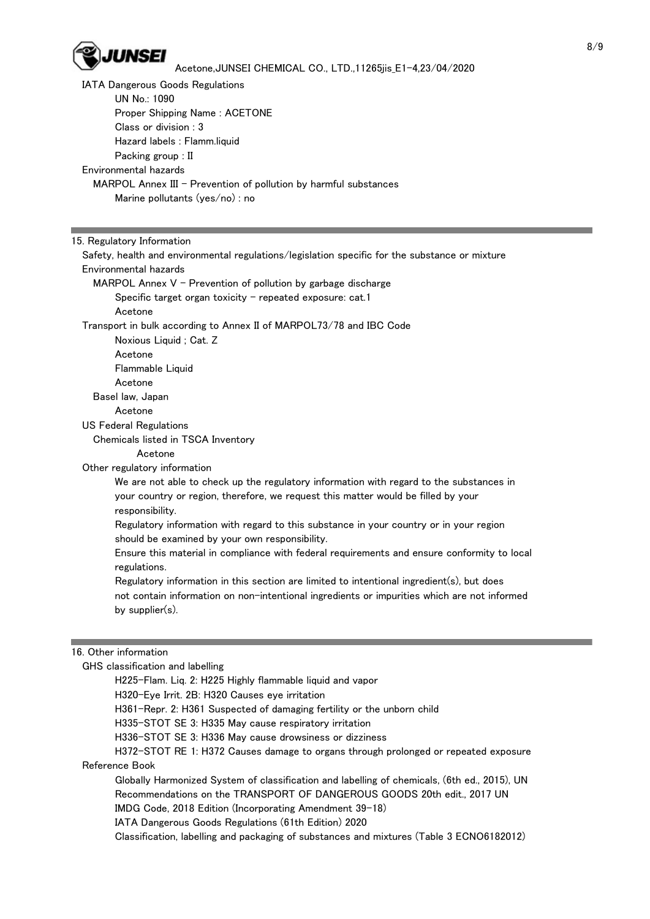IATA Dangerous Goods Regulations

UN No.: 1090

Proper Shipping Name : ACETONE

Class or division : 3

Hazard labels : Flamm.liquid

Packing group : II

Environmental hazards

MARPOL Annex III - Prevention of pollution by harmful substances

Marine pollutants (yes/no) : no

## 15. Regulatory Information

Safety, health and environmental regulations/legislation specific for the substance or mixture

Environmental hazards

MARPOL Annex V - Prevention of pollution by garbage discharge

Specific target organ toxicity - repeated exposure: cat.1

Acetone

Transport in bulk according to Annex II of MARPOL73/78 and IBC Code

Noxious Liquid ; Cat. Z

Acetone

Flammable Liquid

Acetone

Basel law, Japan

Acetone

US Federal Regulations

Chemicals listed in TSCA Inventory

Acetone

Other regulatory information

We are not able to check up the regulatory information with regard to the substances in your country or region, therefore, we request this matter would be filled by your responsibility.

Regulatory information with regard to this substance in your country or in your region should be examined by your own responsibility.

Ensure this material in compliance with federal requirements and ensure conformity to local regulations.

Regulatory information in this section are limited to intentional ingredient(s), but does not contain information on non-intentional ingredients or impurities which are not informed by supplier(s).

## 16. Other information

GHS classification and labelling

H225-Flam. Liq. 2: H225 Highly flammable liquid and vapor

H320-Eye Irrit. 2B: H320 Causes eye irritation

H361-Repr. 2: H361 Suspected of damaging fertility or the unborn child

H335-STOT SE 3: H335 May cause respiratory irritation

H336-STOT SE 3: H336 May cause drowsiness or dizziness

H372-STOT RE 1: H372 Causes damage to organs through prolonged or repeated exposure

Reference Book

Globally Harmonized System of classification and labelling of chemicals, (6th ed., 2015), UN

Recommendations on the TRANSPORT OF DANGEROUS GOODS 20th edit., 2017 UN

IMDG Code, 2018 Edition (Incorporating Amendment 39-18)

IATA Dangerous Goods Regulations (61th Edition) 2020

Classification, labelling and packaging of substances and mixtures (Table 3 ECNO6182012)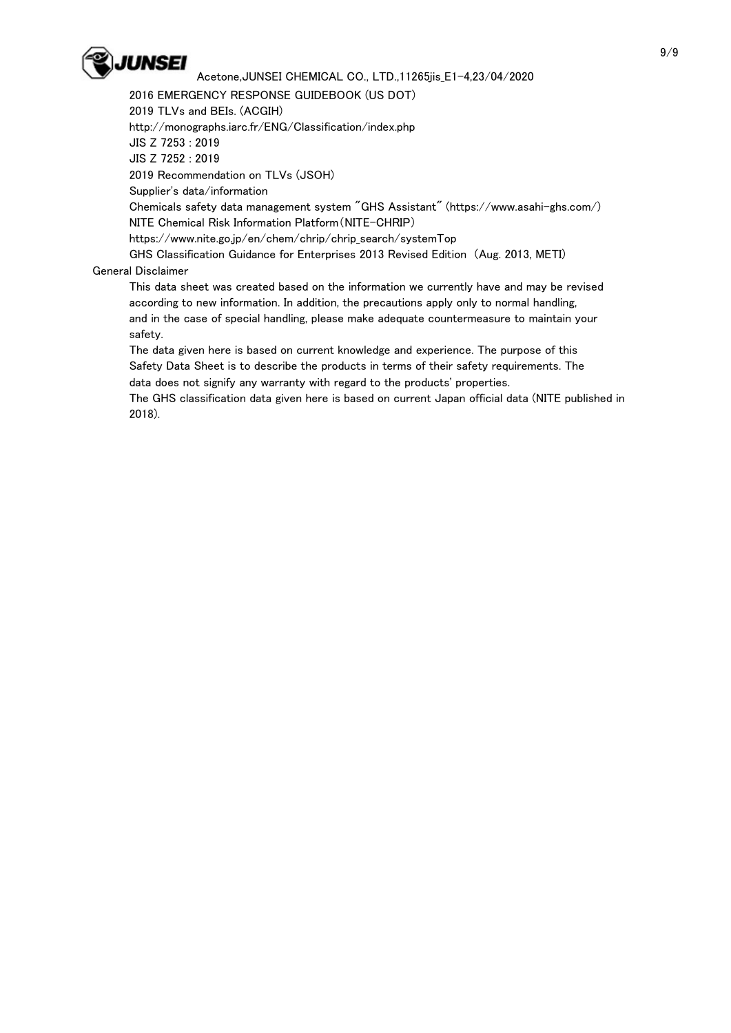2016 EMERGENCY RESPONSE GUIDEBOOK (US DOT)
2019 TLVs and BEIs. (ACGIH)
http://monographs.iarc.fr/ENG/Classification/index.php
JIS Z 7253 : 2019
JIS Z 7252 : 2019
2019 Recommendation on TLVs (JSOH)
Supplier's data/information
Chemicals safety data management system "GHS Assistant" (https://www.asahi-ghs.com/)
NITE Chemical Risk Information Platform（NITE-CHRIP）
https://www.nite.go.jp/en/chem/chrip/chrip_search/systemTop
GHS Classification Guidance for Enterprises 2013 Revised Edition （Aug. 2013, METI）

General Disclaimer

This data sheet was created based on the information we currently have and may be revised according to new information. In addition, the precautions apply only to normal handling, and in the case of special handling, please make adequate countermeasure to maintain your safety.

The data given here is based on current knowledge and experience. The purpose of this Safety Data Sheet is to describe the products in terms of their safety requirements. The data does not signify any warranty with regard to the products' properties.

The GHS classification data given here is based on current Japan official data (NITE published in 2018).